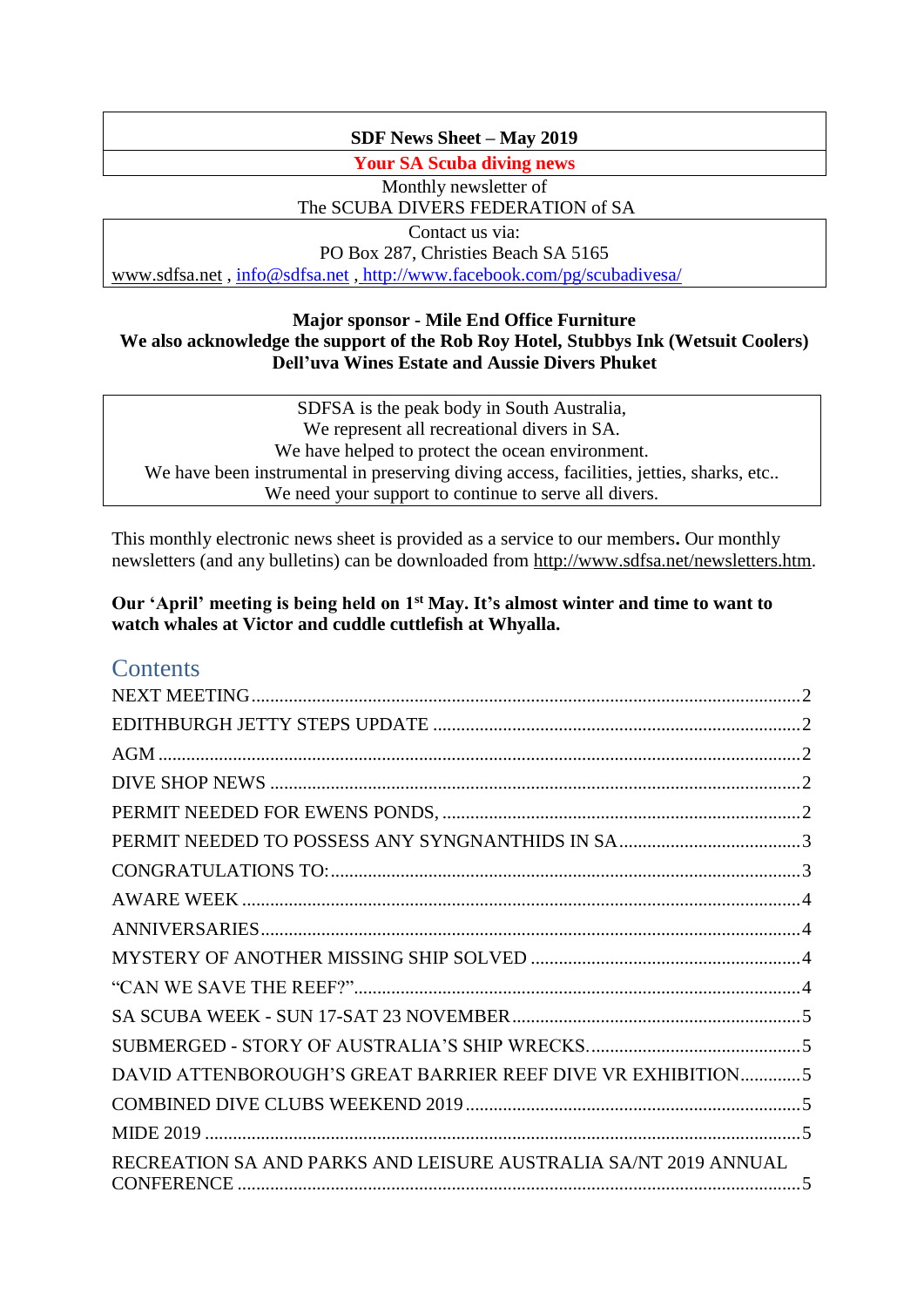**SDF News Sheet – May 2019**

**Your SA Scuba diving news**

Monthly newsletter of
The SCUBA DIVERS FEDERATION of SA

Contact us via:
PO Box 287, Christies Beach SA 5165
www.sdfsa.net , info@sdfsa.net , http://www.facebook.com/pg/scubadivesa/

**Major sponsor - Mile End Office Furniture**
**We also acknowledge the support of the Rob Roy Hotel, Stubbys Ink (Wetsuit Coolers) Dell'uva Wines Estate and Aussie Divers Phuket**

SDFSA is the peak body in South Australia,
We represent all recreational divers in SA.
We have helped to protect the ocean environment.
We have been instrumental in preserving diving access, facilities, jetties, sharks, etc..
We need your support to continue to serve all divers.

This monthly electronic news sheet is provided as a service to our members**.** Our monthly newsletters (and any bulletins) can be downloaded from http://www.sdfsa.net/newsletters.htm.

**Our 'April' meeting is being held on 1st May. It's almost winter and time to want to watch whales at Victor and cuddle cuttlefish at Whyalla.**

## Contents

- NEXT MEETING .......... 2
- EDITHBURGH JETTY STEPS UPDATE .......... 2
- AGM .......... 2
- DIVE SHOP NEWS .......... 2
- PERMIT NEEDED FOR EWENS PONDS, .......... 2
- PERMIT NEEDED TO POSSESS ANY SYNGNANTHIDS IN SA .......... 3
- CONGRATULATIONS TO: .......... 3
- AWARE WEEK .......... 4
- ANNIVERSARIES .......... 4
- MYSTERY OF ANOTHER MISSING SHIP SOLVED .......... 4
- "CAN WE SAVE THE REEF?" .......... 4
- SA SCUBA WEEK - SUN 17-SAT 23 NOVEMBER .......... 5
- SUBMERGED - STORY OF AUSTRALIA'S SHIP WRECKS. .......... 5
- DAVID ATTENBOROUGH'S GREAT BARRIER REEF DIVE VR EXHIBITION .......... 5
- COMBINED DIVE CLUBS WEEKEND 2019 .......... 5
- MIDE 2019 .......... 5
- RECREATION SA AND PARKS AND LEISURE AUSTRALIA SA/NT 2019 ANNUAL CONFERENCE .......... 5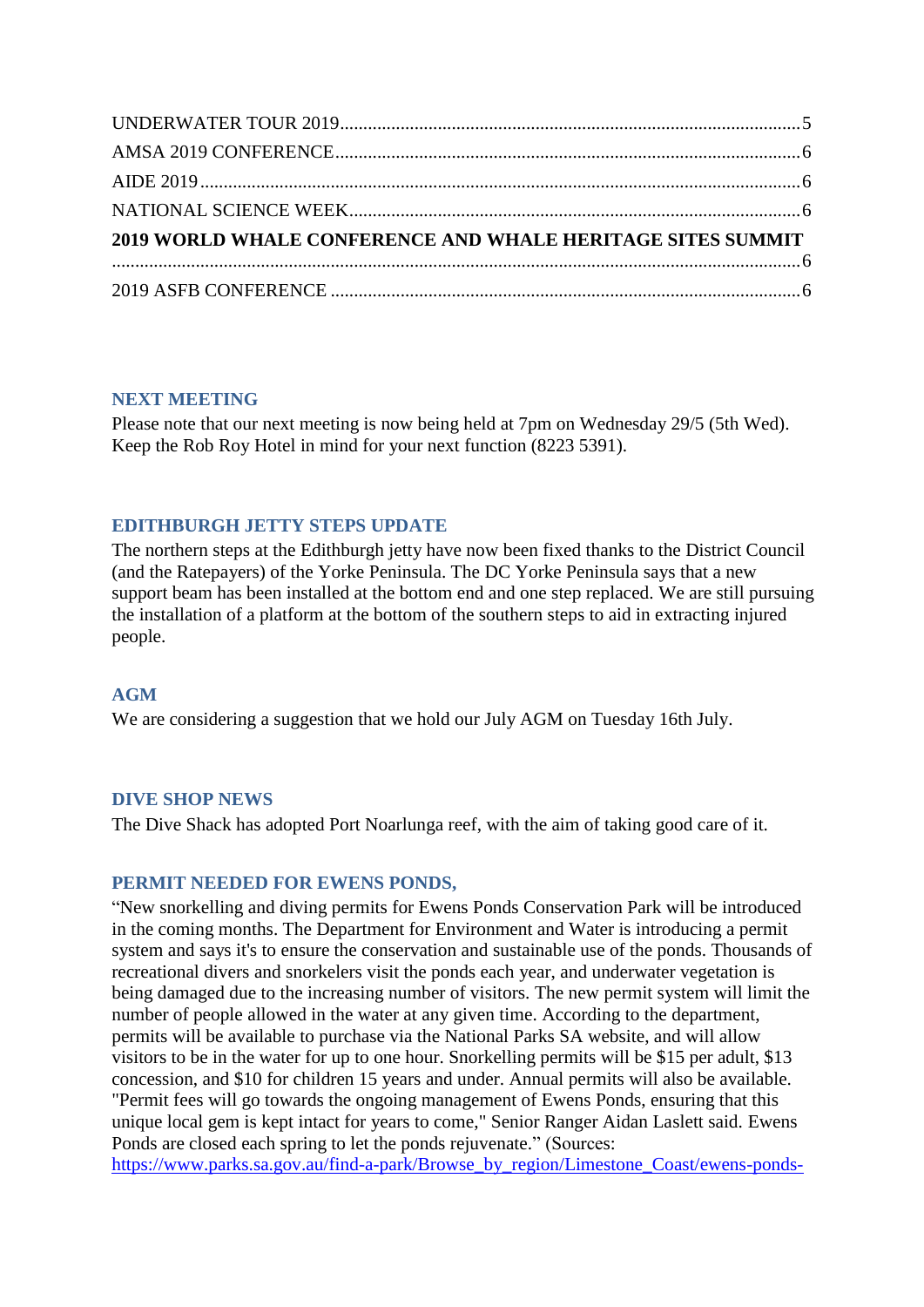UNDERWATER TOUR 2019 ........ 5
AMSA 2019 CONFERENCE ........ 6
AIDE 2019 ........ 6
NATIONAL SCIENCE WEEK ........ 6
**2019 WORLD WHALE CONFERENCE AND WHALE HERITAGE SITES SUMMIT** ........ 6
2019 ASFB CONFERENCE ........ 6

## NEXT MEETING

Please note that our next meeting is now being held at 7pm on Wednesday 29/5 (5th Wed). Keep the Rob Roy Hotel in mind for your next function (8223 5391).

## EDITHBURGH JETTY STEPS UPDATE

The northern steps at the Edithburgh jetty have now been fixed thanks to the District Council (and the Ratepayers) of the Yorke Peninsula. The DC Yorke Peninsula says that a new support beam has been installed at the bottom end and one step replaced. We are still pursuing the installation of a platform at the bottom of the southern steps to aid in extracting injured people.

## AGM

We are considering a suggestion that we hold our July AGM on Tuesday 16th July.

## DIVE SHOP NEWS

The Dive Shack has adopted Port Noarlunga reef, with the aim of taking good care of it.

## PERMIT NEEDED FOR EWENS PONDS,

"New snorkelling and diving permits for Ewens Ponds Conservation Park will be introduced in the coming months. The Department for Environment and Water is introducing a permit system and says it's to ensure the conservation and sustainable use of the ponds. Thousands of recreational divers and snorkelers visit the ponds each year, and underwater vegetation is being damaged due to the increasing number of visitors. The new permit system will limit the number of people allowed in the water at any given time. According to the department, permits will be available to purchase via the National Parks SA website, and will allow visitors to be in the water for up to one hour. Snorkelling permits will be $15 per adult, $13 concession, and $10 for children 15 years and under. Annual permits will also be available. "Permit fees will go towards the ongoing management of Ewens Ponds, ensuring that this unique local gem is kept intact for years to come," Senior Ranger Aidan Laslett said. Ewens Ponds are closed each spring to let the ponds rejuvenate." (Sources: https://www.parks.sa.gov.au/find-a-park/Browse_by_region/Limestone_Coast/ewens-ponds-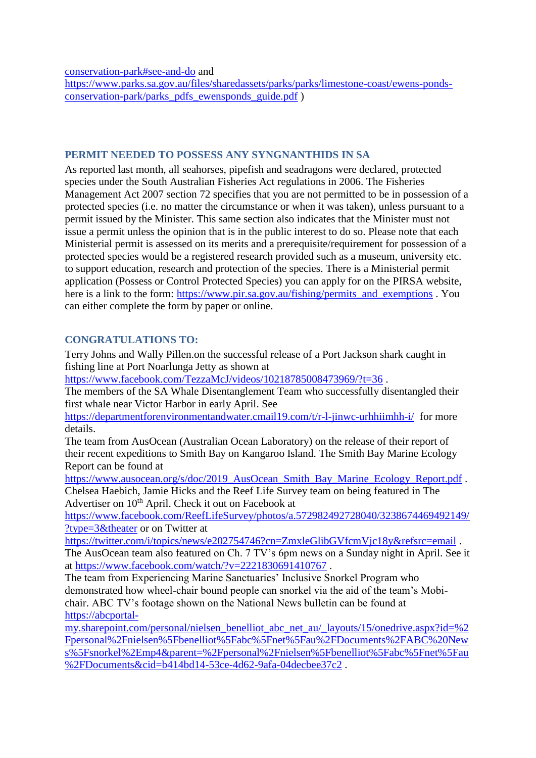conservation-park#see-and-do and
https://www.parks.sa.gov.au/files/sharedassets/parks/parks/limestone-coast/ewens-ponds-conservation-park/parks_pdfs_ewensponds_guide.pdf )

## PERMIT NEEDED TO POSSESS ANY SYNGNANTHIDS IN SA

As reported last month, all seahorses, pipefish and seadragons were declared, protected species under the South Australian Fisheries Act regulations in 2006. The Fisheries Management Act 2007 section 72 specifies that you are not permitted to be in possession of a protected species (i.e. no matter the circumstance or when it was taken), unless pursuant to a permit issued by the Minister. This same section also indicates that the Minister must not issue a permit unless the opinion that is in the public interest to do so. Please note that each Ministerial permit is assessed on its merits and a prerequisite/requirement for possession of a protected species would be a registered research provided such as a museum, university etc. to support education, research and protection of the species. There is a Ministerial permit application (Possess or Control Protected Species) you can apply for on the PIRSA website, here is a link to the form: https://www.pir.sa.gov.au/fishing/permits_and_exemptions . You can either complete the form by paper or online.

## CONGRATULATIONS TO:

Terry Johns and Wally Pillen.on the successful release of a Port Jackson shark caught in fishing line at Port Noarlunga Jetty as shown at https://www.facebook.com/TezzaMcJ/videos/10218785008473969/?t=36 .

The members of the SA Whale Disentanglement Team who successfully disentangled their first whale near Victor Harbor in early April. See https://departmentforenvironmentandwater.cmail19.com/t/r-l-jinwc-urhhiimhh-i/ for more details.

The team from AusOcean (Australian Ocean Laboratory) on the release of their report of their recent expeditions to Smith Bay on Kangaroo Island. The Smith Bay Marine Ecology Report can be found at https://www.ausocean.org/s/doc/2019_AusOcean_Smith_Bay_Marine_Ecology_Report.pdf .

Chelsea Haebich, Jamie Hicks and the Reef Life Survey team on being featured in The Advertiser on 10th April. Check it out on Facebook at https://www.facebook.com/ReefLifeSurvey/photos/a.572982492728040/3238674469492149/?type=3&theater or on Twitter at https://twitter.com/i/topics/news/e202754746?cn=ZmxleGlibGVfcmVjc18y&refsrc=email .

The AusOcean team also featured on Ch. 7 TV's 6pm news on a Sunday night in April. See it at https://www.facebook.com/watch/?v=2221830691410767 .

The team from Experiencing Marine Sanctuaries' Inclusive Snorkel Program who demonstrated how wheel-chair bound people can snorkel via the aid of the team's Mobi-chair. ABC TV's footage shown on the National News bulletin can be found at https://abcportal-my.sharepoint.com/personal/nielsen_benelliot_abc_net_au/_layouts/15/onedrive.aspx?id=%2Fpersonal%2Fnielsen%5Fbenelliot%5Fabc%5Fnet%5Fau%2FDocuments%2FABC%20News%5Fsnorkel%2Emp4&parent=%2Fpersonal%2Fnielsen%5Fbenelliot%5Fabc%5Fnet%5Fau%2FDocuments&cid=b414bd14-53ce-4d62-9afa-04decbee37c2 .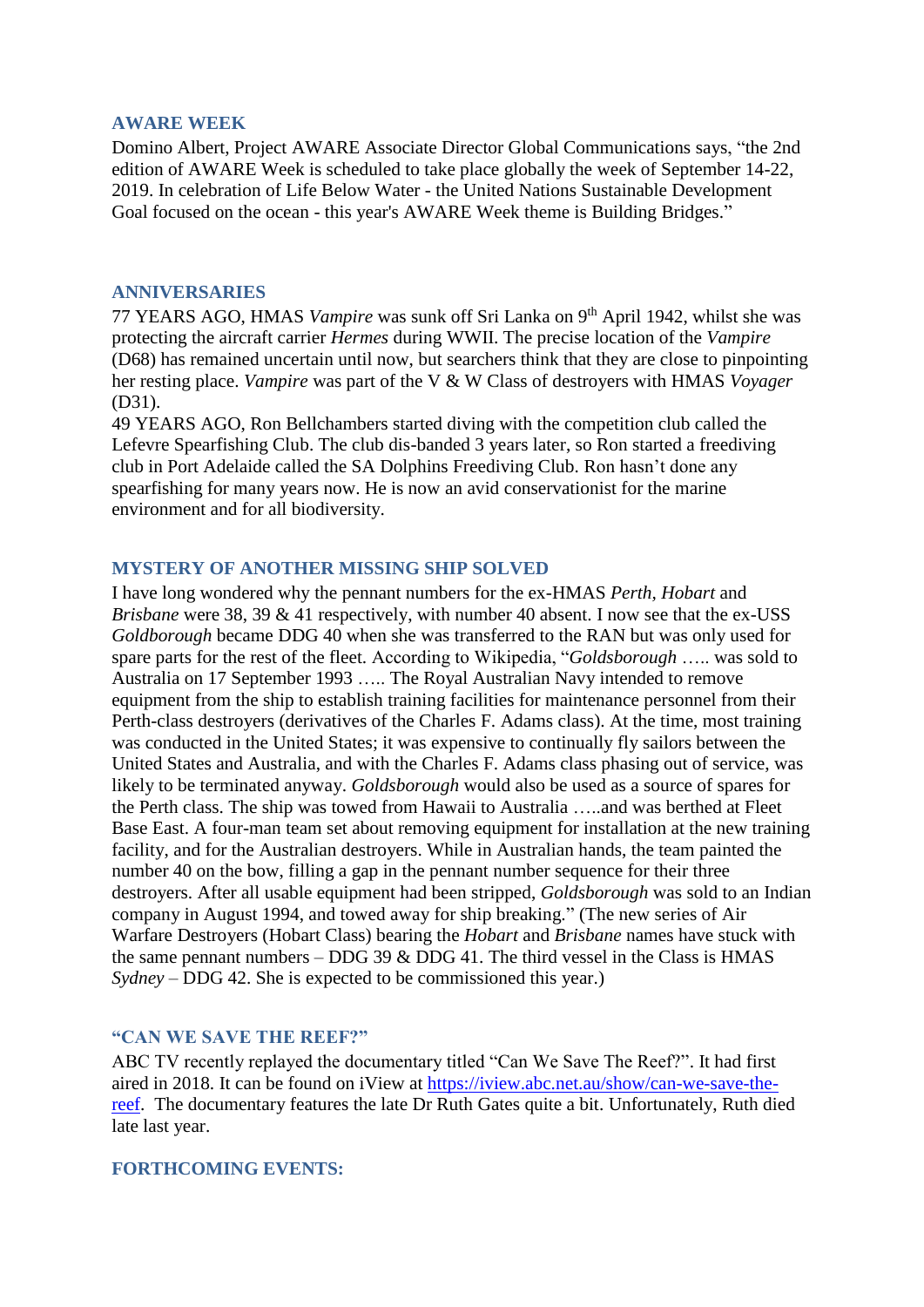## AWARE WEEK

Domino Albert, Project AWARE Associate Director Global Communications says, "the 2nd edition of AWARE Week is scheduled to take place globally the week of September 14-22, 2019. In celebration of Life Below Water - the United Nations Sustainable Development Goal focused on the ocean - this year's AWARE Week theme is Building Bridges."

## ANNIVERSARIES

77 YEARS AGO, HMAS *Vampire* was sunk off Sri Lanka on 9th April 1942, whilst she was protecting the aircraft carrier *Hermes* during WWII. The precise location of the *Vampire* (D68) has remained uncertain until now, but searchers think that they are close to pinpointing her resting place. *Vampire* was part of the V & W Class of destroyers with HMAS *Voyager* (D31).

49 YEARS AGO, Ron Bellchambers started diving with the competition club called the Lefevre Spearfishing Club. The club dis-banded 3 years later, so Ron started a freediving club in Port Adelaide called the SA Dolphins Freediving Club. Ron hasn't done any spearfishing for many years now. He is now an avid conservationist for the marine environment and for all biodiversity.

## MYSTERY OF ANOTHER MISSING SHIP SOLVED

I have long wondered why the pennant numbers for the ex-HMAS *Perth*, *Hobart* and *Brisbane* were 38, 39 & 41 respectively, with number 40 absent. I now see that the ex-USS *Goldborough* became DDG 40 when she was transferred to the RAN but was only used for spare parts for the rest of the fleet. According to Wikipedia, "*Goldsborough* ….. was sold to Australia on 17 September 1993 ….. The Royal Australian Navy intended to remove equipment from the ship to establish training facilities for maintenance personnel from their Perth-class destroyers (derivatives of the Charles F. Adams class). At the time, most training was conducted in the United States; it was expensive to continually fly sailors between the United States and Australia, and with the Charles F. Adams class phasing out of service, was likely to be terminated anyway. *Goldsborough* would also be used as a source of spares for the Perth class. The ship was towed from Hawaii to Australia …..and was berthed at Fleet Base East. A four-man team set about removing equipment for installation at the new training facility, and for the Australian destroyers. While in Australian hands, the team painted the number 40 on the bow, filling a gap in the pennant number sequence for their three destroyers. After all usable equipment had been stripped, *Goldsborough* was sold to an Indian company in August 1994, and towed away for ship breaking." (The new series of Air Warfare Destroyers (Hobart Class) bearing the *Hobart* and *Brisbane* names have stuck with the same pennant numbers – DDG 39 & DDG 41. The third vessel in the Class is HMAS *Sydney* – DDG 42. She is expected to be commissioned this year.)

## "CAN WE SAVE THE REEF?"

ABC TV recently replayed the documentary titled "Can We Save The Reef?". It had first aired in 2018. It can be found on iView at https://iview.abc.net.au/show/can-we-save-the-reef. The documentary features the late Dr Ruth Gates quite a bit. Unfortunately, Ruth died late last year.

## FORTHCOMING EVENTS: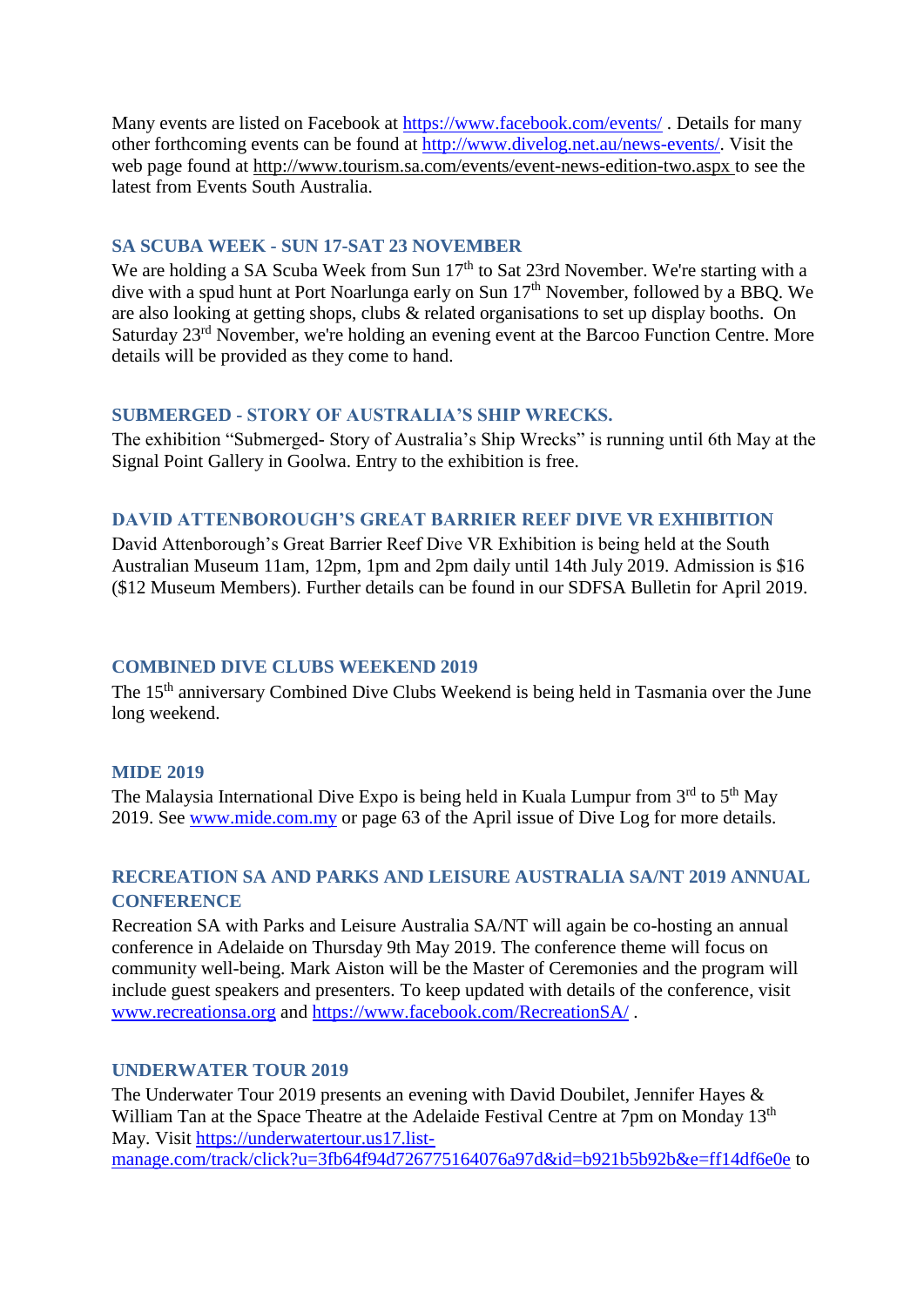Many events are listed on Facebook at https://www.facebook.com/events/ . Details for many other forthcoming events can be found at http://www.divelog.net.au/news-events/. Visit the web page found at http://www.tourism.sa.com/events/event-news-edition-two.aspx to see the latest from Events South Australia.

### SA SCUBA WEEK - SUN 17-SAT 23 NOVEMBER

We are holding a SA Scuba Week from Sun 17th to Sat 23rd November. We're starting with a dive with a spud hunt at Port Noarlunga early on Sun 17th November, followed by a BBQ. We are also looking at getting shops, clubs & related organisations to set up display booths. On Saturday 23rd November, we're holding an evening event at the Barcoo Function Centre. More details will be provided as they come to hand.

### SUBMERGED - STORY OF AUSTRALIA'S SHIP WRECKS.

The exhibition "Submerged- Story of Australia's Ship Wrecks" is running until 6th May at the Signal Point Gallery in Goolwa. Entry to the exhibition is free.

### DAVID ATTENBOROUGH'S GREAT BARRIER REEF DIVE VR EXHIBITION

David Attenborough's Great Barrier Reef Dive VR Exhibition is being held at the South Australian Museum 11am, 12pm, 1pm and 2pm daily until 14th July 2019. Admission is $16 ($12 Museum Members). Further details can be found in our SDFSA Bulletin for April 2019.

### COMBINED DIVE CLUBS WEEKEND 2019

The 15th anniversary Combined Dive Clubs Weekend is being held in Tasmania over the June long weekend.

### MIDE 2019

The Malaysia International Dive Expo is being held in Kuala Lumpur from 3rd to 5th May 2019. See www.mide.com.my or page 63 of the April issue of Dive Log for more details.

### RECREATION SA AND PARKS AND LEISURE AUSTRALIA SA/NT 2019 ANNUAL CONFERENCE

Recreation SA with Parks and Leisure Australia SA/NT will again be co-hosting an annual conference in Adelaide on Thursday 9th May 2019. The conference theme will focus on community well-being. Mark Aiston will be the Master of Ceremonies and the program will include guest speakers and presenters. To keep updated with details of the conference, visit www.recreationsa.org and https://www.facebook.com/RecreationSA/ .

### UNDERWATER TOUR 2019

The Underwater Tour 2019 presents an evening with David Doubilet, Jennifer Hayes & William Tan at the Space Theatre at the Adelaide Festival Centre at 7pm on Monday 13th May. Visit https://underwatertour.us17.list-manage.com/track/click?u=3fb64f94d726775164076a97d&id=b921b5b92b&e=ff14df6e0e to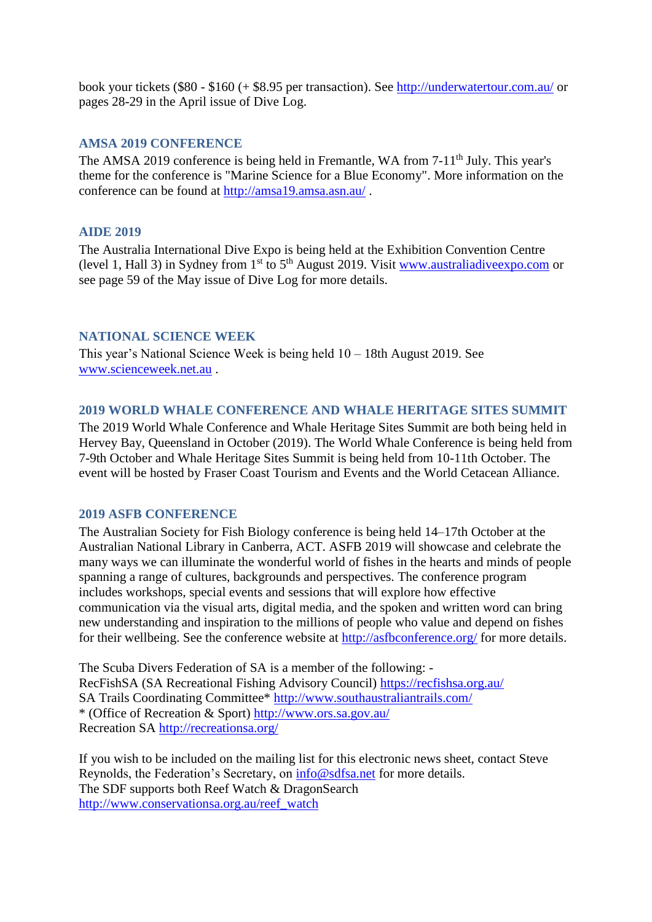book your tickets ($80 - $160 (+ $8.95 per transaction). See http://underwatertour.com.au/ or pages 28-29 in the April issue of Dive Log.

### AMSA 2019 CONFERENCE

The AMSA 2019 conference is being held in Fremantle, WA from 7-11th July. This year's theme for the conference is "Marine Science for a Blue Economy". More information on the conference can be found at http://amsa19.amsa.asn.au/ .

### AIDE 2019

The Australia International Dive Expo is being held at the Exhibition Convention Centre (level 1, Hall 3) in Sydney from 1st to 5th August 2019. Visit www.australiadiveexpo.com or see page 59 of the May issue of Dive Log for more details.

### NATIONAL SCIENCE WEEK

This year's National Science Week is being held 10 – 18th August 2019. See www.scienceweek.net.au .

### 2019 WORLD WHALE CONFERENCE AND WHALE HERITAGE SITES SUMMIT

The 2019 World Whale Conference and Whale Heritage Sites Summit are both being held in Hervey Bay, Queensland in October (2019). The World Whale Conference is being held from 7-9th October and Whale Heritage Sites Summit is being held from 10-11th October. The event will be hosted by Fraser Coast Tourism and Events and the World Cetacean Alliance.

### 2019 ASFB CONFERENCE

The Australian Society for Fish Biology conference is being held 14–17th October at the Australian National Library in Canberra, ACT. ASFB 2019 will showcase and celebrate the many ways we can illuminate the wonderful world of fishes in the hearts and minds of people spanning a range of cultures, backgrounds and perspectives. The conference program includes workshops, special events and sessions that will explore how effective communication via the visual arts, digital media, and the spoken and written word can bring new understanding and inspiration to the millions of people who value and depend on fishes for their wellbeing. See the conference website at http://asfbconference.org/ for more details.

The Scuba Divers Federation of SA is a member of the following: -
RecFishSA (SA Recreational Fishing Advisory Council) https://recfishsa.org.au/
SA Trails Coordinating Committee* http://www.southaustraliantrails.com/
* (Office of Recreation & Sport) http://www.ors.sa.gov.au/
Recreation SA http://recreationsa.org/

If you wish to be included on the mailing list for this electronic news sheet, contact Steve Reynolds, the Federation's Secretary, on info@sdfsa.net for more details.
The SDF supports both Reef Watch & DragonSearch
http://www.conservationsa.org.au/reef_watch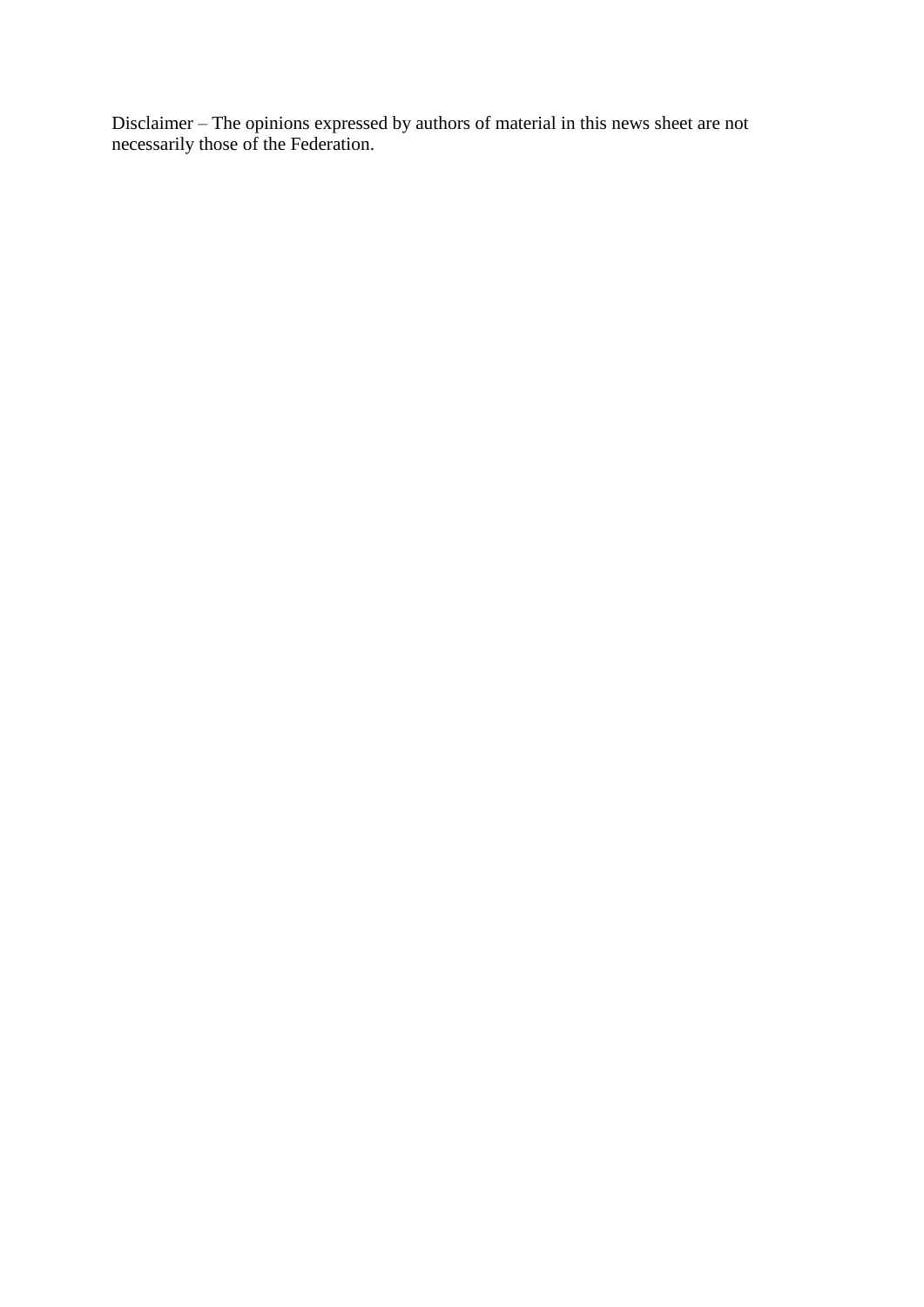Disclaimer – The opinions expressed by authors of material in this news sheet are not necessarily those of the Federation.